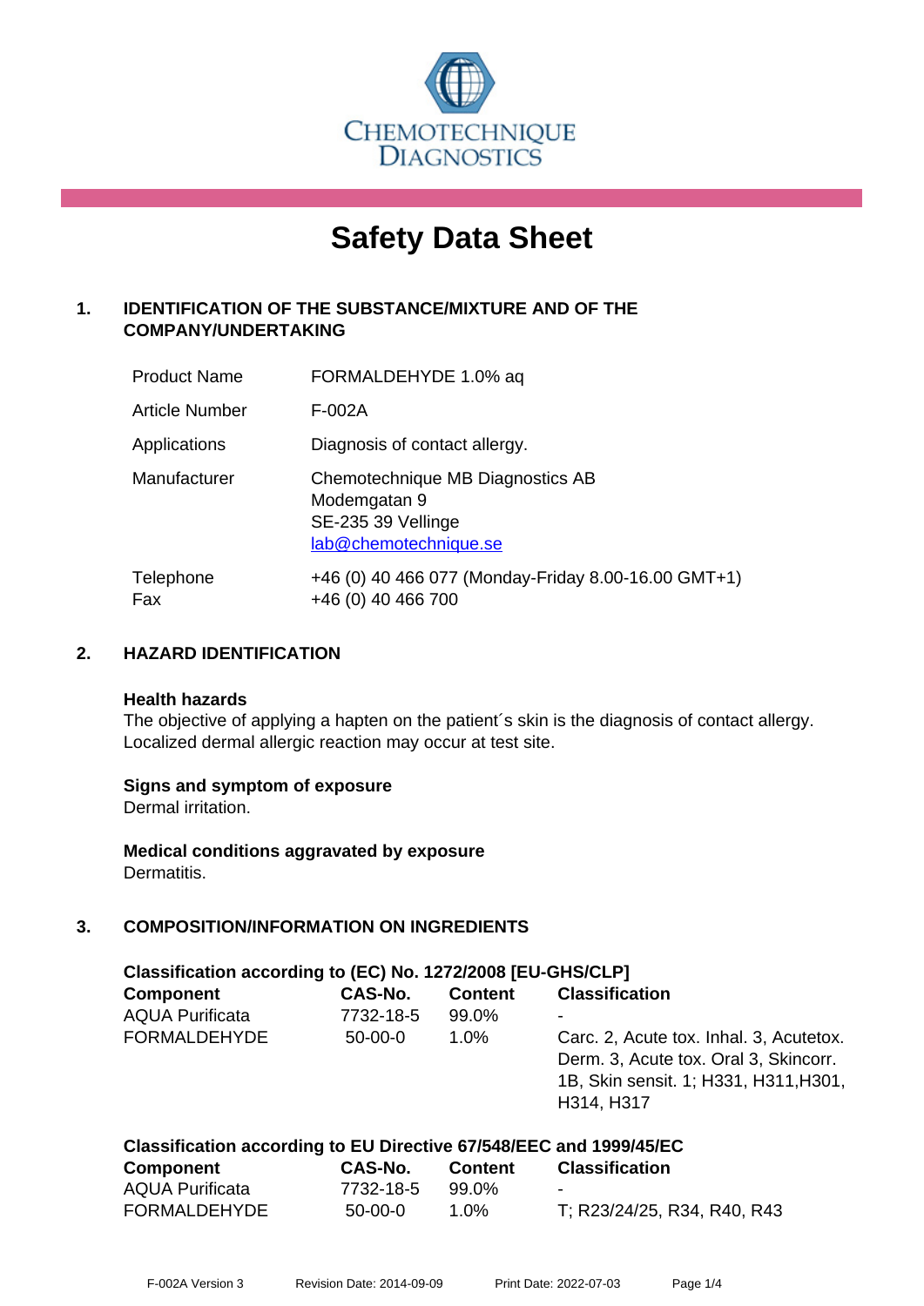CHEMOTECHNIQUE DIAGNOSTICS

# Safety Data Sheet

## 1. IDENTIFICATION OF THE SUBSTANCE/MIXTURE AND OF THE COMPANY/UNDERTAKING

| | |
|---|---|
| Product Name | FORMALDEHYDE 1.0% aq |
| Article Number | F-002A |
| Applications | Diagnosis of contact allergy. |
| Manufacturer | Chemotechnique MB Diagnostics AB<br>Modemgatan 9<br>SE-235 39 Vellinge<br>lab@chemotechnique.se |
| Telephone<br>Fax | +46 (0) 40 466 077 (Monday-Friday 8.00-16.00 GMT+1)<br>+46 (0) 40 466 700 |

## 2. HAZARD IDENTIFICATION

**Health hazards**

The objective of applying a hapten on the patient´s skin is the diagnosis of contact allergy. Localized dermal allergic reaction may occur at test site.

**Signs and symptom of exposure**

Dermal irritation.

**Medical conditions aggravated by exposure**

Dermatitis.

## 3. COMPOSITION/INFORMATION ON INGREDIENTS

**Classification according to (EC) No. 1272/2008 [EU-GHS/CLP]**

| Component | CAS-No. | Content | Classification |
|---|---|---|---|
| AQUA Purificata | 7732-18-5 | 99.0% | - |
| FORMALDEHYDE | 50-00-0 | 1.0% | Carc. 2, Acute tox. Inhal. 3, Acutetox. Derm. 3, Acute tox. Oral 3, Skincorr. 1B, Skin sensit. 1; H331, H311,H301, H314, H317 |

**Classification according to EU Directive 67/548/EEC and 1999/45/EC**

| Component | CAS-No. | Content | Classification |
|---|---|---|---|
| AQUA Purificata | 7732-18-5 | 99.0% | - |
| FORMALDEHYDE | 50-00-0 | 1.0% | T; R23/24/25, R34, R40, R43 |

F-002A Version 3 Revision Date: 2014-09-09 Print Date: 2022-07-03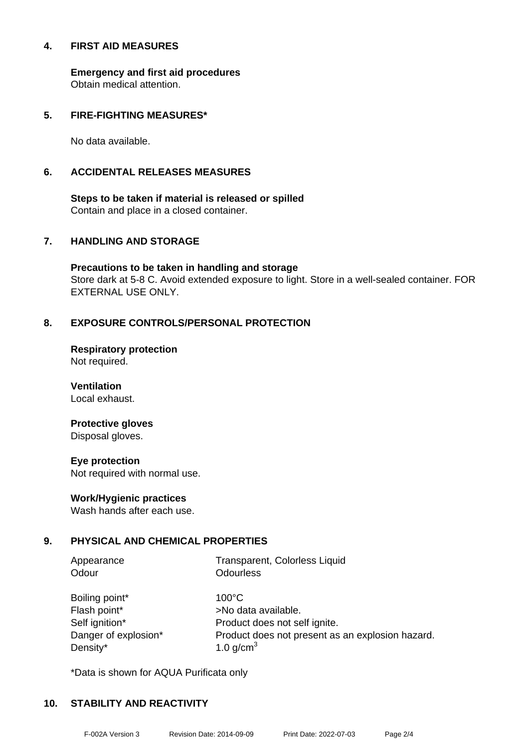## 4. FIRST AID MEASURES

**Emergency and first aid procedures**
Obtain medical attention.

## 5. FIRE-FIGHTING MEASURES*

No data available.

## 6. ACCIDENTAL RELEASES MEASURES

**Steps to be taken if material is released or spilled**
Contain and place in a closed container.

## 7. HANDLING AND STORAGE

**Precautions to be taken in handling and storage**
Store dark at 5-8 C. Avoid extended exposure to light. Store in a well-sealed container. FOR EXTERNAL USE ONLY.

## 8. EXPOSURE CONTROLS/PERSONAL PROTECTION

**Respiratory protection**
Not required.

**Ventilation**
Local exhaust.

**Protective gloves**
Disposal gloves.

**Eye protection**
Not required with normal use.

**Work/Hygienic practices**
Wash hands after each use.

## 9. PHYSICAL AND CHEMICAL PROPERTIES

| | |
|---|---|
| Appearance | Transparent, Colorless Liquid |
| Odour | Odourless |
| Boiling point* | 100°C |
| Flash point* | >No data available. |
| Self ignition* | Product does not self ignite. |
| Danger of explosion* | Product does not present as an explosion hazard. |
| Density* | 1.0 g/cm$^3$ |

*Data is shown for AQUA Purificata only

## 10. STABILITY AND REACTIVITY

F-002A Version 3 Revision Date: 2014-09-09 Print Date: 2022-07-03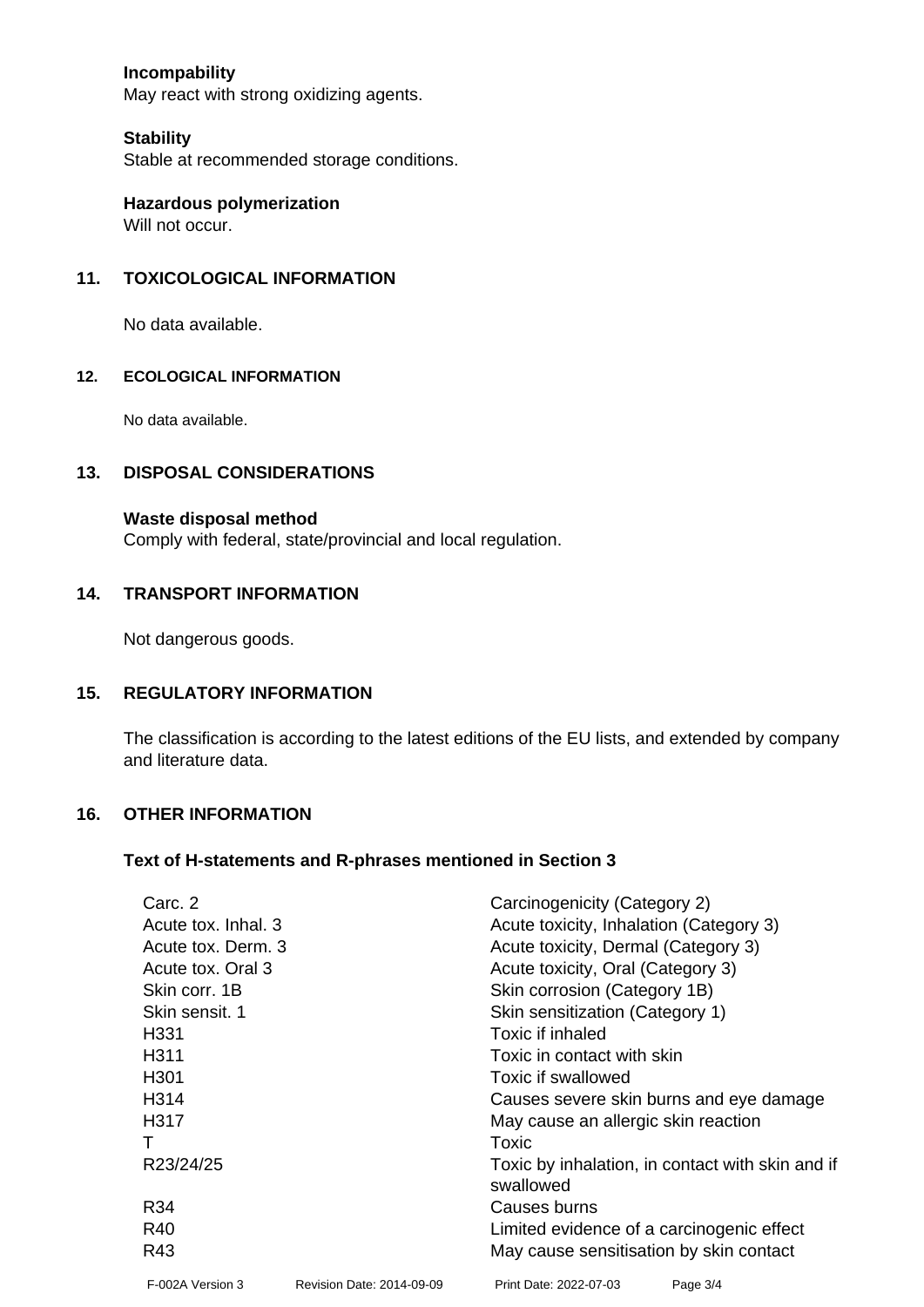**Incompatibility**

May react with strong oxidizing agents.

**Stability**

Stable at recommended storage conditions.

**Hazardous polymerization**

Will not occur.

## 11. TOXICOLOGICAL INFORMATION

No data available.

## 12. ECOLOGICAL INFORMATION

No data available.

## 13. DISPOSAL CONSIDERATIONS

**Waste disposal method**

Comply with federal, state/provincial and local regulation.

## 14. TRANSPORT INFORMATION

Not dangerous goods.

## 15. REGULATORY INFORMATION

The classification is according to the latest editions of the EU lists, and extended by company and literature data.

## 16. OTHER INFORMATION

### Text of H-statements and R-phrases mentioned in Section 3

| | |
|---|---|
| Carc. 2 | Carcinogenicity (Category 2) |
| Acute tox. Inhal. 3 | Acute toxicity, Inhalation (Category 3) |
| Acute tox. Derm. 3 | Acute toxicity, Dermal (Category 3) |
| Acute tox. Oral 3 | Acute toxicity, Oral (Category 3) |
| Skin corr. 1B | Skin corrosion (Category 1B) |
| Skin sensit. 1 | Skin sensitization (Category 1) |
| H331 | Toxic if inhaled |
| H311 | Toxic in contact with skin |
| H301 | Toxic if swallowed |
| H314 | Causes severe skin burns and eye damage |
| H317 | May cause an allergic skin reaction |
| T | Toxic |
| R23/24/25 | Toxic by inhalation, in contact with skin and if swallowed |
| R34 | Causes burns |
| R40 | Limited evidence of a carcinogenic effect |
| R43 | May cause sensitisation by skin contact |

F-002A Version 3 Revision Date: 2014-09-09 Print Date: 2022-07-03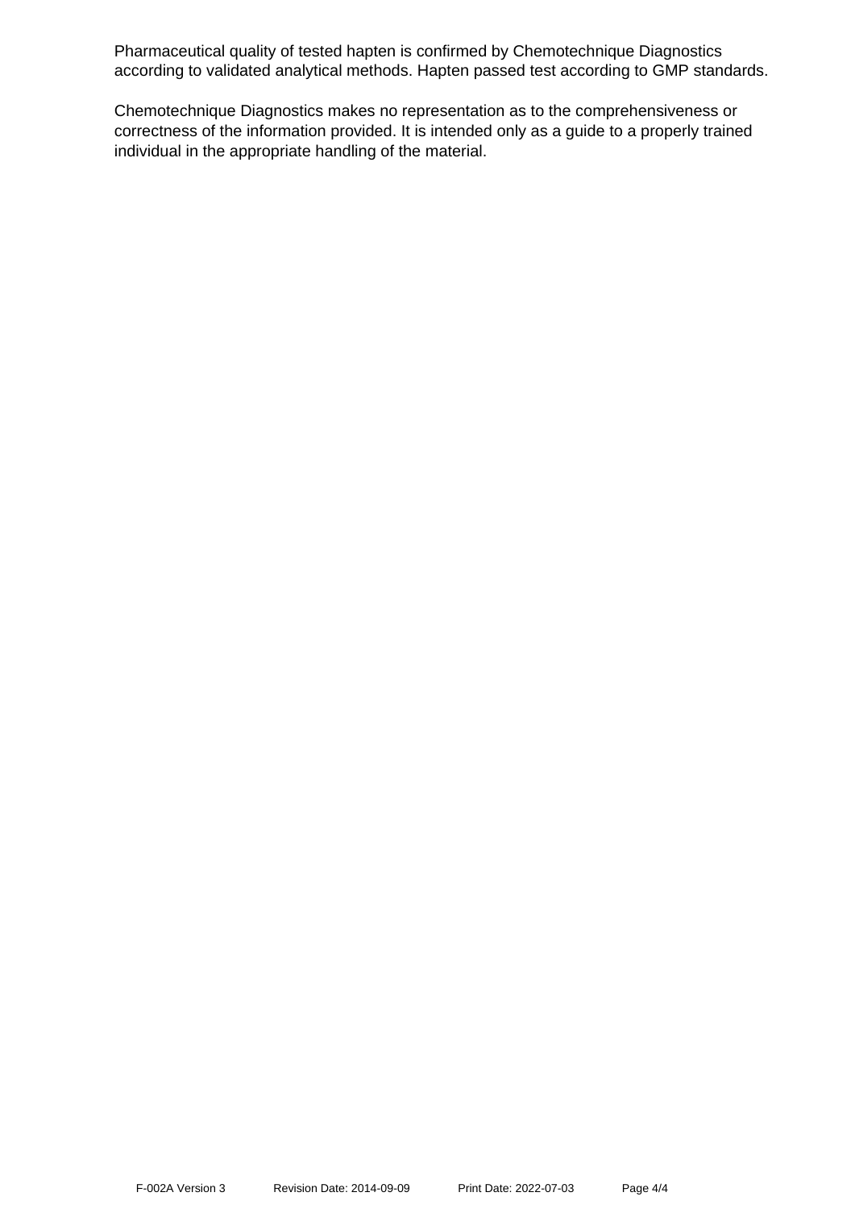Pharmaceutical quality of tested hapten is confirmed by Chemotechnique Diagnostics according to validated analytical methods. Hapten passed test according to GMP standards.

Chemotechnique Diagnostics makes no representation as to the comprehensiveness or correctness of the information provided. It is intended only as a guide to a properly trained individual in the appropriate handling of the material.